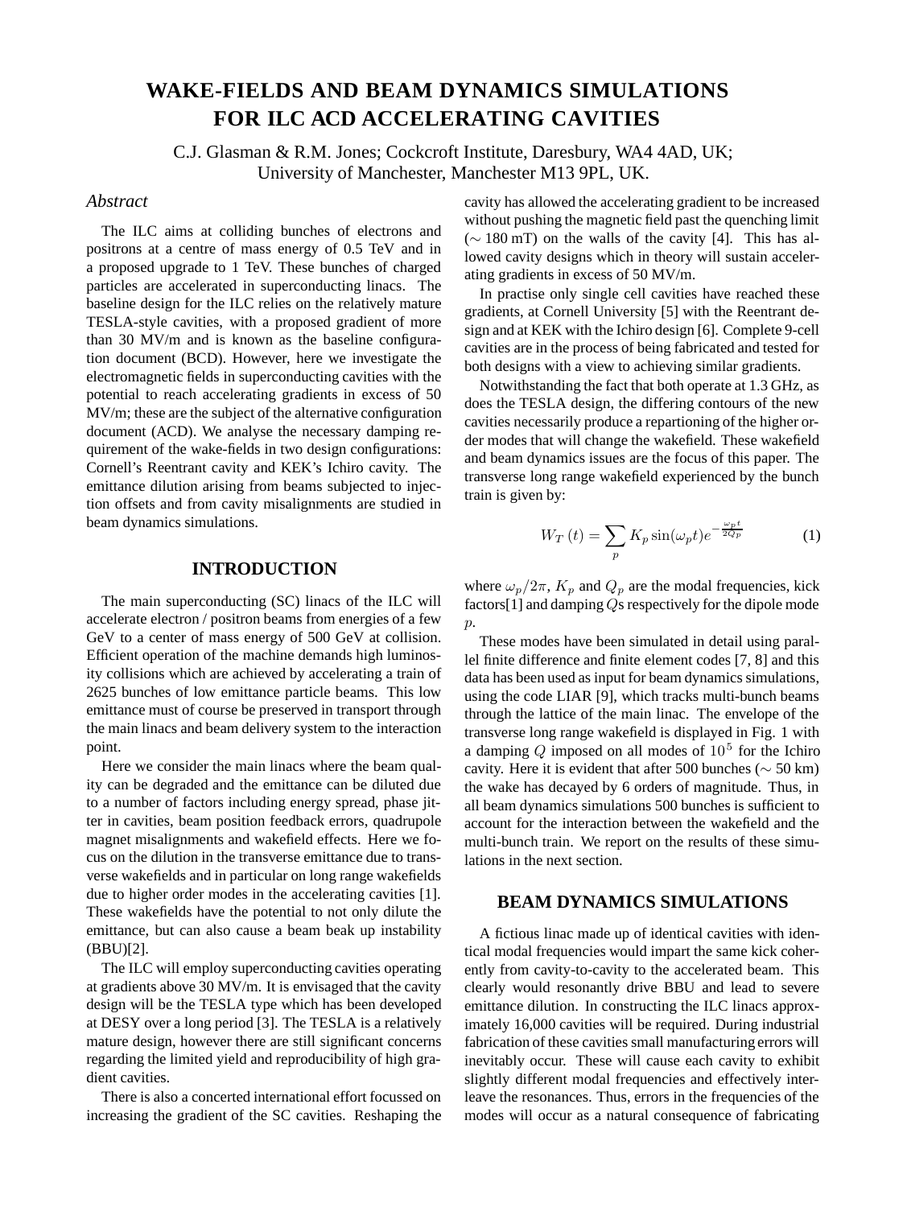# WAKE-FIELDS AND BEAM DYNAMICS SIMULATIONS FOR ILC ACD ACCELERATING CAVITIES

C.J. Glasman & R.M. Jones; Cockcroft Institute, Daresbury, WA4 4AD, UK;
University of Manchester, Manchester M13 9PL, UK.

## *Abstract*

The ILC aims at colliding bunches of electrons and positrons at a centre of mass energy of 0.5 TeV and in a proposed upgrade to 1 TeV. These bunches of charged particles are accelerated in superconducting linacs. The baseline design for the ILC relies on the relatively mature TESLA-style cavities, with a proposed gradient of more than 30 MV/m and is known as the baseline configuration document (BCD). However, here we investigate the electromagnetic fields in superconducting cavities with the potential to reach accelerating gradients in excess of 50 MV/m; these are the subject of the alternative configuration document (ACD). We analyse the necessary damping requirement of the wake-fields in two design configurations: Cornell's Reentrant cavity and KEK's Ichiro cavity. The emittance dilution arising from beams subjected to injection offsets and from cavity misalignments are studied in beam dynamics simulations.

## INTRODUCTION

The main superconducting (SC) linacs of the ILC will accelerate electron / positron beams from energies of a few GeV to a center of mass energy of 500 GeV at collision. Efficient operation of the machine demands high luminosity collisions which are achieved by accelerating a train of 2625 bunches of low emittance particle beams. This low emittance must of course be preserved in transport through the main linacs and beam delivery system to the interaction point.

Here we consider the main linacs where the beam quality can be degraded and the emittance can be diluted due to a number of factors including energy spread, phase jitter in cavities, beam position feedback errors, quadrupole magnet misalignments and wakefield effects. Here we focus on the dilution in the transverse emittance due to transverse wakefields and in particular on long range wakefields due to higher order modes in the accelerating cavities [1]. These wakefields have the potential to not only dilute the emittance, but can also cause a beam beak up instability (BBU)[2].

The ILC will employ superconducting cavities operating at gradients above 30 MV/m. It is envisaged that the cavity design will be the TESLA type which has been developed at DESY over a long period [3]. The TESLA is a relatively mature design, however there are still significant concerns regarding the limited yield and reproducibility of high gradient cavities.

There is also a concerted international effort focussed on increasing the gradient of the SC cavities. Reshaping the cavity has allowed the accelerating gradient to be increased without pushing the magnetic field past the quenching limit ($\sim$ 180 mT) on the walls of the cavity [4]. This has allowed cavity designs which in theory will sustain accelerating gradients in excess of 50 MV/m.

In practise only single cell cavities have reached these gradients, at Cornell University [5] with the Reentrant design and at KEK with the Ichiro design [6]. Complete 9-cell cavities are in the process of being fabricated and tested for both designs with a view to achieving similar gradients.

Notwithstanding the fact that both operate at 1.3 GHz, as does the TESLA design, the differing contours of the new cavities necessarily produce a repartioning of the higher order modes that will change the wakefield. These wakefield and beam dynamics issues are the focus of this paper. The transverse long range wakefield experienced by the bunch train is given by:

$$W_T\left(t\right) = \sum_p K_p \sin(\omega_p t) e^{-\frac{\omega_p t}{2Q_p}} \tag{1}$$

where $\omega_p/2\pi$, $K_p$ and $Q_p$ are the modal frequencies, kick factors[1] and damping $Q$s respectively for the dipole mode $p$.

These modes have been simulated in detail using parallel finite difference and finite element codes [7, 8] and this data has been used as input for beam dynamics simulations, using the code LIAR [9], which tracks multi-bunch beams through the lattice of the main linac. The envelope of the transverse long range wakefield is displayed in Fig. 1 with a damping $Q$ imposed on all modes of $10^5$ for the Ichiro cavity. Here it is evident that after 500 bunches ($\sim$ 50 km) the wake has decayed by 6 orders of magnitude. Thus, in all beam dynamics simulations 500 bunches is sufficient to account for the interaction between the wakefield and the multi-bunch train. We report on the results of these simulations in the next section.

## BEAM DYNAMICS SIMULATIONS

A fictious linac made up of identical cavities with identical modal frequencies would impart the same kick coherently from cavity-to-cavity to the accelerated beam. This clearly would resonantly drive BBU and lead to severe emittance dilution. In constructing the ILC linacs approximately 16,000 cavities will be required. During industrial fabrication of these cavities small manufacturing errors will inevitably occur. These will cause each cavity to exhibit slightly different modal frequencies and effectively interleave the resonances. Thus, errors in the frequencies of the modes will occur as a natural consequence of fabricating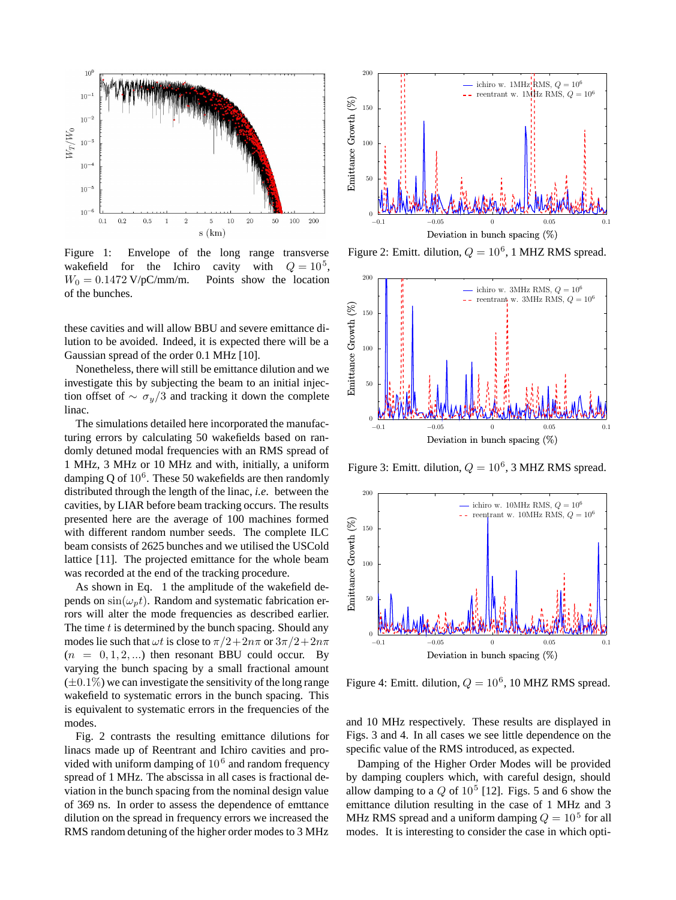Figure 1: Envelope of the long range transverse wakefield for the Ichiro cavity with $Q = 10^5$, $W_0 = 0.1472$ V/pC/mm/m. Points show the location of the bunches.

these cavities and will allow BBU and severe emittance dilution to be avoided. Indeed, it is expected there will be a Gaussian spread of the order 0.1 MHz [10].

Nonetheless, there will still be emittance dilution and we investigate this by subjecting the beam to an initial injection offset of $\sim \sigma_y/3$ and tracking it down the complete linac.

The simulations detailed here incorporated the manufacturing errors by calculating 50 wakefields based on randomly detuned modal frequencies with an RMS spread of 1 MHz, 3 MHz or 10 MHz and with, initially, a uniform damping Q of $10^6$. These 50 wakefields are then randomly distributed through the length of the linac, *i.e.* between the cavities, by LIAR before beam tracking occurs. The results presented here are the average of 100 machines formed with different random number seeds. The complete ILC beam consists of 2625 bunches and we utilised the USCold lattice [11]. The projected emittance for the whole beam was recorded at the end of the tracking procedure.

As shown in Eq. 1 the amplitude of the wakefield depends on $\sin(\omega_p t)$. Random and systematic fabrication errors will alter the mode frequencies as described earlier. The time $t$ is determined by the bunch spacing. Should any modes lie such that $\omega t$ is close to $\pi/2 + 2n\pi$ or $3\pi/2 + 2n\pi$ ($n = 0, 1, 2, ...$) then resonant BBU could occur. By varying the bunch spacing by a small fractional amount ($\pm 0.1\%$) we can investigate the sensitivity of the long range wakefield to systematic errors in the bunch spacing. This is equivalent to systematic errors in the frequencies of the modes.

Fig. 2 contrasts the resulting emittance dilutions for linacs made up of Reentrant and Ichiro cavities and provided with uniform damping of $10^6$ and random frequency spread of 1 MHz. The abscissa in all cases is fractional deviation in the bunch spacing from the nominal design value of 369 ns. In order to assess the dependence of emttance dilution on the spread in frequency errors we increased the RMS random detuning of the higher order modes to 3 MHz

Figure 2: Emitt. dilution, $Q = 10^6$, 1 MHZ RMS spread.

Figure 3: Emitt. dilution, $Q = 10^6$, 3 MHZ RMS spread.

Figure 4: Emitt. dilution, $Q = 10^6$, 10 MHZ RMS spread.

and 10 MHz respectively. These results are displayed in Figs. 3 and 4. In all cases we see little dependence on the specific value of the RMS introduced, as expected.

Damping of the Higher Order Modes will be provided by damping couplers which, with careful design, should allow damping to a $Q$ of $10^5$ [12]. Figs. 5 and 6 show the emittance dilution resulting in the case of 1 MHz and 3 MHz RMS spread and a uniform damping $Q = 10^5$ for all modes. It is interesting to consider the case in which opti-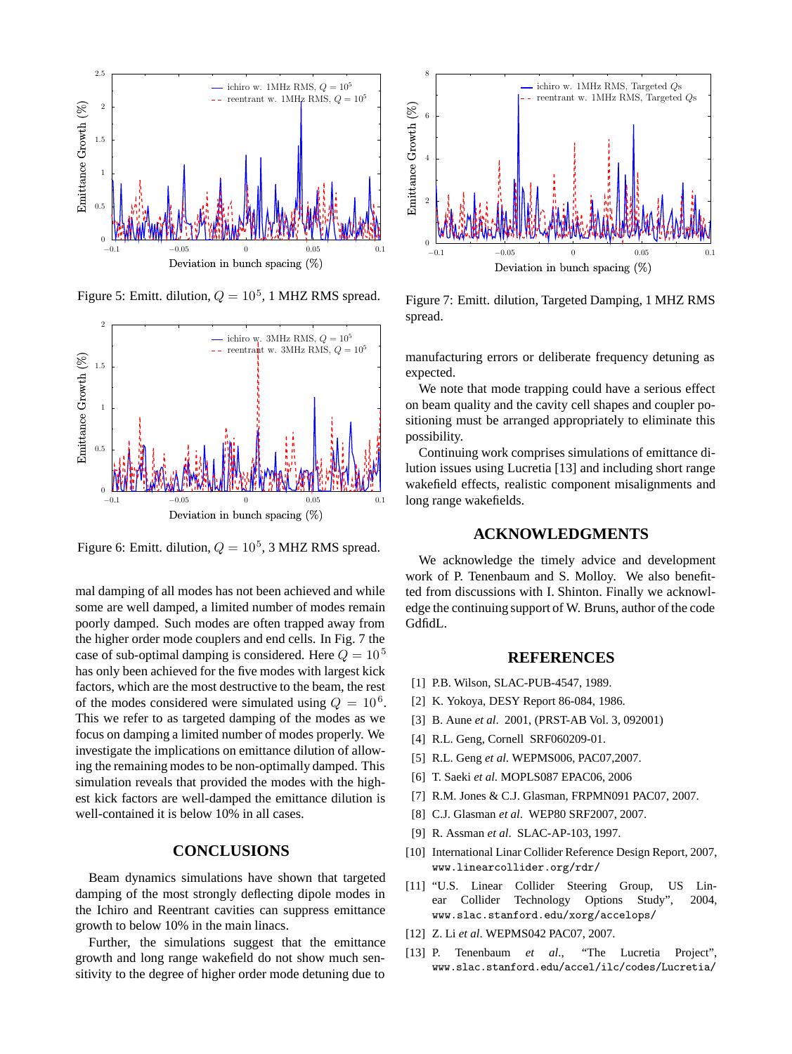Emittance Growth (%)

2.5
2
1.5
1
0.5
0

−0.1 −0.05 0 0.05 0.1

Deviation in bunch spacing (%)

ichiro w. 1MHz RMS, $Q = 10^5$
reentrant w. 1MHz RMS, $Q = 10^5$

Figure 5: Emitt. dilution, $Q = 10^5$, 1 MHZ RMS spread.

Emittance Growth (%)

2
1.5
1
0.5
0

−0.1 −0.05 0 0.05 0.1

Deviation in bunch spacing (%)

ichiro w. 3MHz RMS, $Q = 10^5$
reentrant w. 3MHz RMS, $Q = 10^5$

Figure 6: Emitt. dilution, $Q = 10^5$, 3 MHZ RMS spread.

mal damping of all modes has not been achieved and while some are well damped, a limited number of modes remain poorly damped. Such modes are often trapped away from the higher order mode couplers and end cells. In Fig. 7 the case of sub-optimal damping is considered. Here $Q = 10^5$ has only been achieved for the five modes with largest kick factors, which are the most destructive to the beam, the rest of the modes considered were simulated using $Q = 10^6$. This we refer to as targeted damping of the modes as we focus on damping a limited number of modes properly. We investigate the implications on emittance dilution of allowing the remaining modes to be non-optimally damped. This simulation reveals that provided the modes with the highest kick factors are well-damped the emittance dilution is well-contained it is below 10% in all cases.

## CONCLUSIONS

Beam dynamics simulations have shown that targeted damping of the most strongly deflecting dipole modes in the Ichiro and Reentrant cavities can suppress emittance growth to below 10% in the main linacs.

Further, the simulations suggest that the emittance growth and long range wakefield do not show much sensitivity to the degree of higher order mode detuning due to

Emittance Growth (%)

8
6
4
2
0

−0.1 −0.05 0 0.05 0.1

Deviation in bunch spacing (%)

ichiro w. 1MHz RMS, Targeted $Q$s
reentrant w. 1MHz RMS, Targeted $Q$s

Figure 7: Emitt. dilution, Targeted Damping, 1 MHZ RMS spread.

manufacturing errors or deliberate frequency detuning as expected.

We note that mode trapping could have a serious effect on beam quality and the cavity cell shapes and coupler positioning must be arranged appropriately to eliminate this possibility.

Continuing work comprises simulations of emittance dilution issues using Lucretia [13] and including short range wakefield effects, realistic component misalignments and long range wakefields.

## ACKNOWLEDGMENTS

We acknowledge the timely advice and development work of P. Tenenbaum and S. Molloy. We also benefitted from discussions with I. Shinton. Finally we acknowledge the continuing support of W. Bruns, author of the code GdfidL.

## REFERENCES

[1] P.B. Wilson, SLAC-PUB-4547, 1989.

[2] K. Yokoya, DESY Report 86-084, 1986.

[3] B. Aune *et al*. 2001, (PRST-AB Vol. 3, 092001)

[4] R.L. Geng, Cornell SRF060209-01.

[5] R.L. Geng *et al.* WEPMS006, PAC07,2007.

[6] T. Saeki *et al.* MOPLS087 EPAC06, 2006

[7] R.M. Jones & C.J. Glasman, FRPMN091 PAC07, 2007.

[8] C.J. Glasman *et al*. WEP80 SRF2007, 2007.

[9] R. Assman *et al*. SLAC-AP-103, 1997.

[10] International Linar Collider Reference Design Report, 2007, www.linearcollider.org/rdr/

[11] "U.S. Linear Collider Steering Group, US Linear Collider Technology Options Study", 2004, www.slac.stanford.edu/xorg/accelops/

[12] Z. Li *et al*. WEPMS042 PAC07, 2007.

[13] P. Tenenbaum *et al*., "The Lucretia Project", www.slac.stanford.edu/accel/ilc/codes/Lucretia/